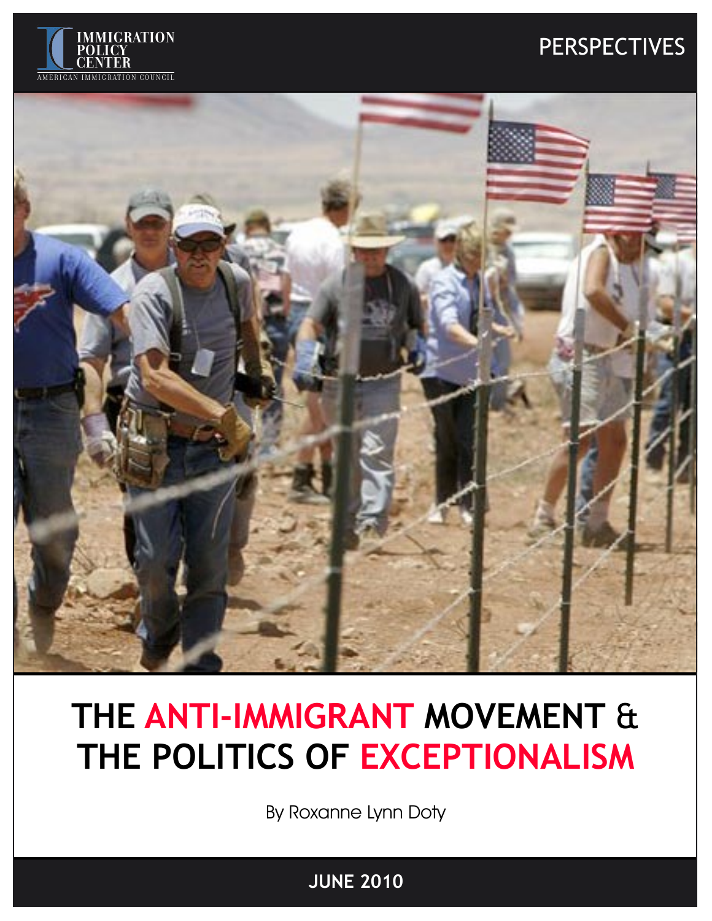IMMIGRATION POLICY CENTER

AMERICAN IMMIGRATION COUNCIL

PERSPECTIVES

# THE ANTI-IMMIGRANT MOVEMENT & THE POLITICS OF EXCEPTIONALISM

By Roxanne Lynn Doty

JUNE 2010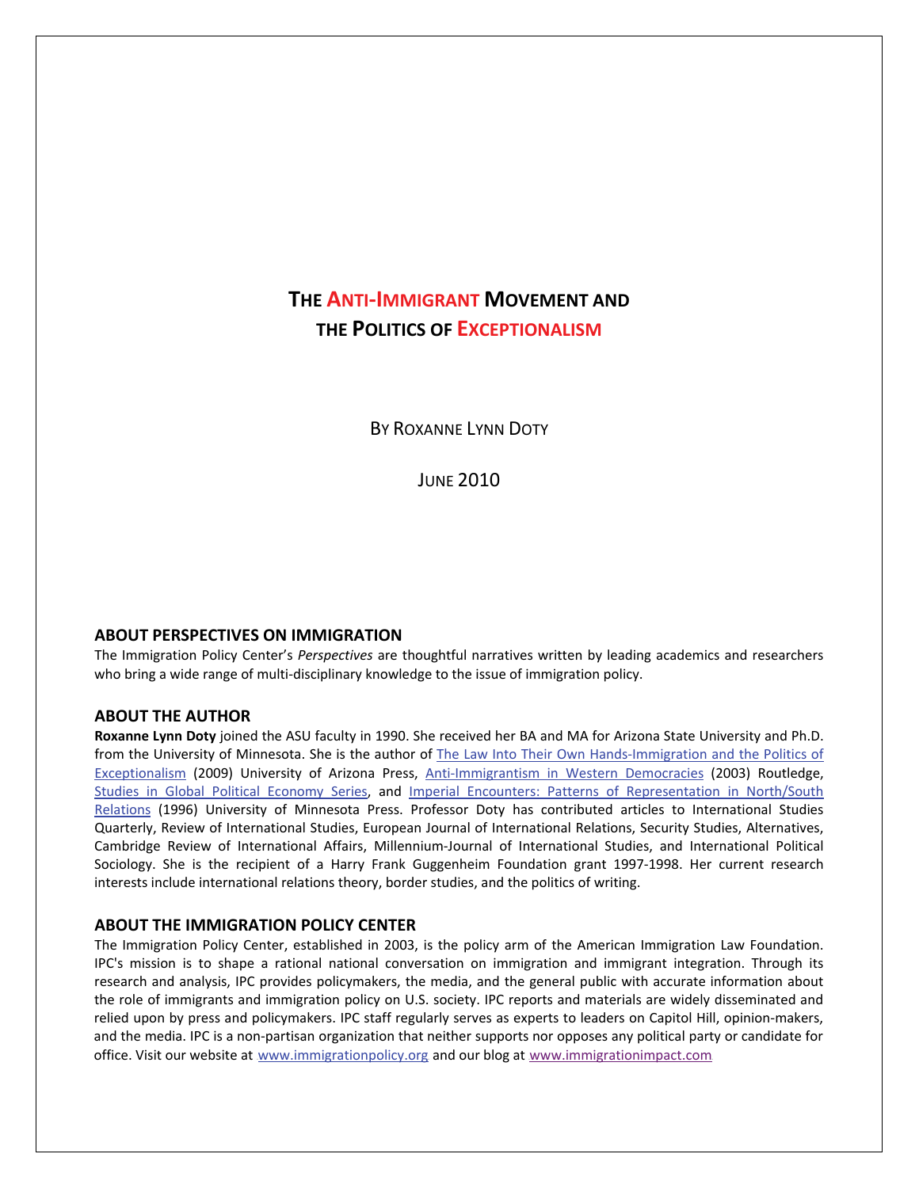# The Anti-Immigrant Movement and the Politics of Exceptionalism

By Roxanne Lynn Doty

June 2010

## ABOUT PERSPECTIVES ON IMMIGRATION

The Immigration Policy Center's *Perspectives* are thoughtful narratives written by leading academics and researchers who bring a wide range of multi-disciplinary knowledge to the issue of immigration policy.

## ABOUT THE AUTHOR

**Roxanne Lynn Doty** joined the ASU faculty in 1990. She received her BA and MA for Arizona State University and Ph.D. from the University of Minnesota. She is the author of The Law Into Their Own Hands-Immigration and the Politics of Exceptionalism (2009) University of Arizona Press, Anti-Immigrantism in Western Democracies (2003) Routledge, Studies in Global Political Economy Series, and Imperial Encounters: Patterns of Representation in North/South Relations (1996) University of Minnesota Press. Professor Doty has contributed articles to International Studies Quarterly, Review of International Studies, European Journal of International Relations, Security Studies, Alternatives, Cambridge Review of International Affairs, Millennium-Journal of International Studies, and International Political Sociology. She is the recipient of a Harry Frank Guggenheim Foundation grant 1997-1998. Her current research interests include international relations theory, border studies, and the politics of writing.

## ABOUT THE IMMIGRATION POLICY CENTER

The Immigration Policy Center, established in 2003, is the policy arm of the American Immigration Law Foundation. IPC's mission is to shape a rational national conversation on immigration and immigrant integration. Through its research and analysis, IPC provides policymakers, the media, and the general public with accurate information about the role of immigrants and immigration policy on U.S. society. IPC reports and materials are widely disseminated and relied upon by press and policymakers. IPC staff regularly serves as experts to leaders on Capitol Hill, opinion-makers, and the media. IPC is a non-partisan organization that neither supports nor opposes any political party or candidate for office. Visit our website at www.immigrationpolicy.org and our blog at www.immigrationimpact.com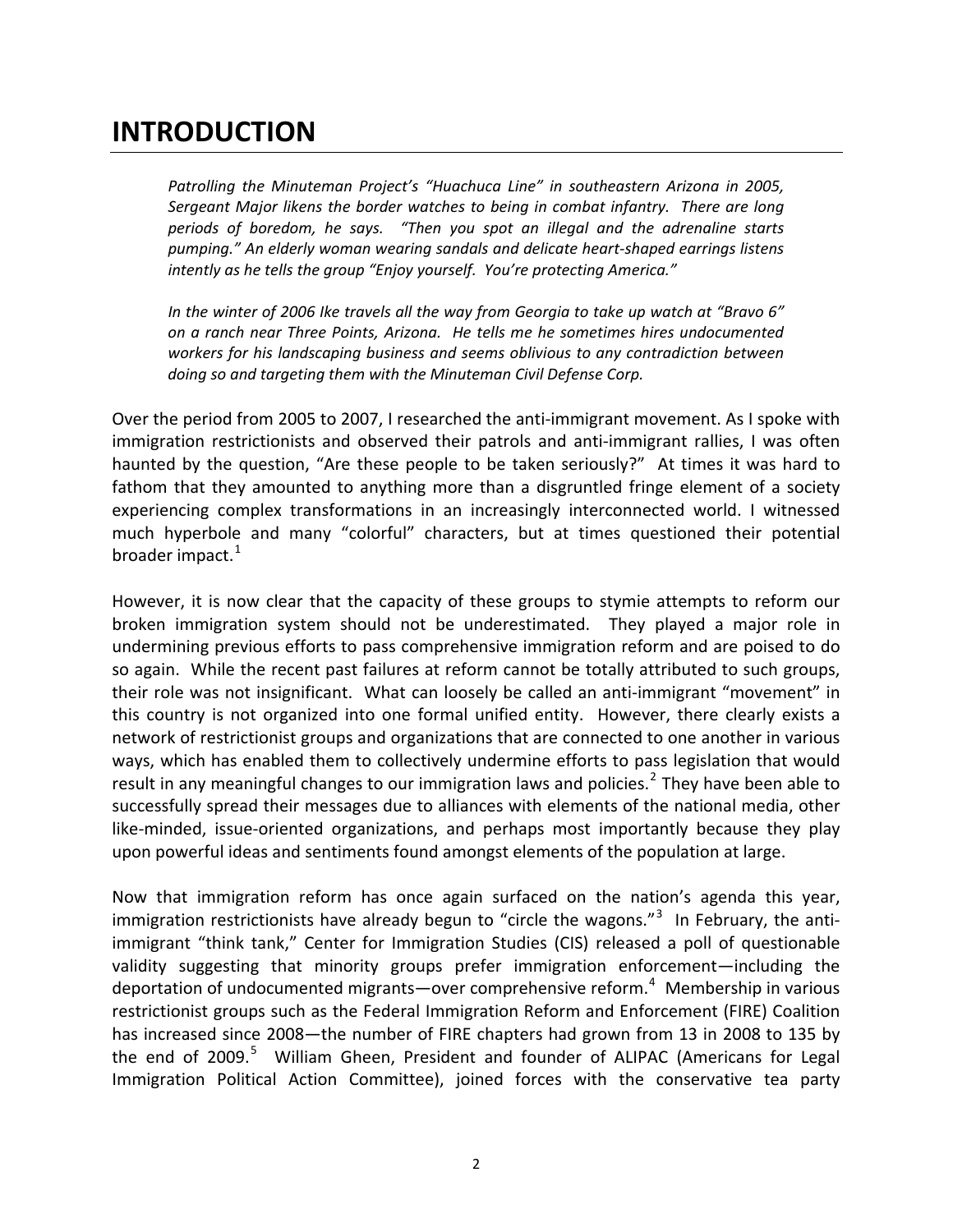# INTRODUCTION

*Patrolling the Minuteman Project's "Huachuca Line" in southeastern Arizona in 2005, Sergeant Major likens the border watches to being in combat infantry. There are long periods of boredom, he says. "Then you spot an illegal and the adrenaline starts pumping." An elderly woman wearing sandals and delicate heart-shaped earrings listens intently as he tells the group "Enjoy yourself. You're protecting America."*

*In the winter of 2006 Ike travels all the way from Georgia to take up watch at "Bravo 6" on a ranch near Three Points, Arizona. He tells me he sometimes hires undocumented workers for his landscaping business and seems oblivious to any contradiction between doing so and targeting them with the Minuteman Civil Defense Corp.*

Over the period from 2005 to 2007, I researched the anti-immigrant movement. As I spoke with immigration restrictionists and observed their patrols and anti-immigrant rallies, I was often haunted by the question, "Are these people to be taken seriously?" At times it was hard to fathom that they amounted to anything more than a disgruntled fringe element of a society experiencing complex transformations in an increasingly interconnected world. I witnessed much hyperbole and many "colorful" characters, but at times questioned their potential broader impact.[1]

However, it is now clear that the capacity of these groups to stymie attempts to reform our broken immigration system should not be underestimated. They played a major role in undermining previous efforts to pass comprehensive immigration reform and are poised to do so again. While the recent past failures at reform cannot be totally attributed to such groups, their role was not insignificant. What can loosely be called an anti-immigrant "movement" in this country is not organized into one formal unified entity. However, there clearly exists a network of restrictionist groups and organizations that are connected to one another in various ways, which has enabled them to collectively undermine efforts to pass legislation that would result in any meaningful changes to our immigration laws and policies.[2] They have been able to successfully spread their messages due to alliances with elements of the national media, other like-minded, issue-oriented organizations, and perhaps most importantly because they play upon powerful ideas and sentiments found amongst elements of the population at large.

Now that immigration reform has once again surfaced on the nation's agenda this year, immigration restrictionists have already begun to "circle the wagons."[3] In February, the anti-immigrant "think tank," Center for Immigration Studies (CIS) released a poll of questionable validity suggesting that minority groups prefer immigration enforcement—including the deportation of undocumented migrants—over comprehensive reform.[4] Membership in various restrictionist groups such as the Federal Immigration Reform and Enforcement (FIRE) Coalition has increased since 2008—the number of FIRE chapters had grown from 13 in 2008 to 135 by the end of 2009.[5] William Gheen, President and founder of ALIPAC (Americans for Legal Immigration Political Action Committee), joined forces with the conservative tea party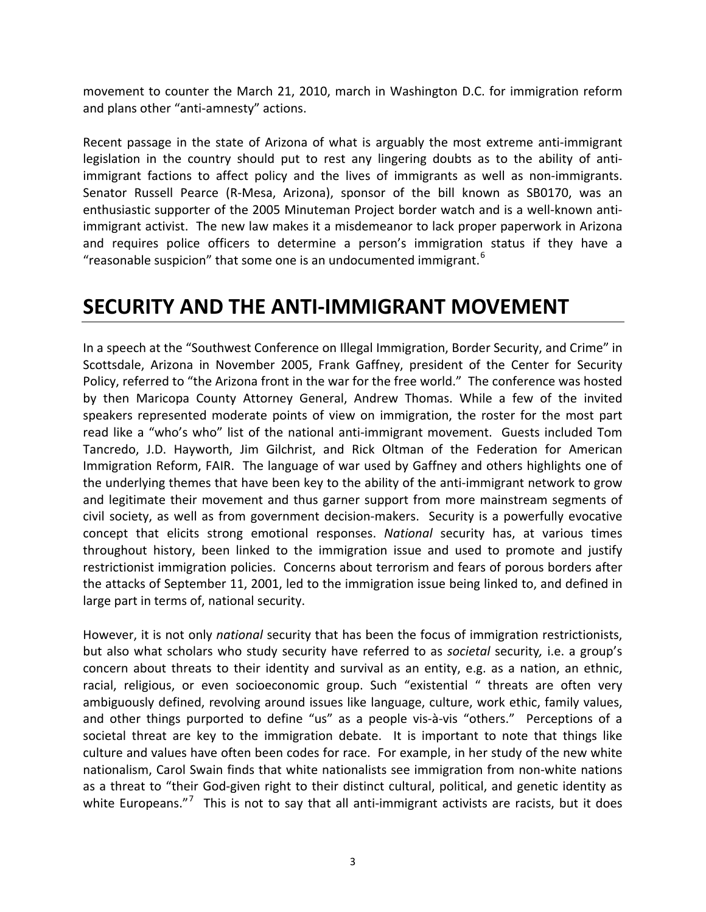movement to counter the March 21, 2010, march in Washington D.C. for immigration reform and plans other "anti-amnesty" actions.

Recent passage in the state of Arizona of what is arguably the most extreme anti-immigrant legislation in the country should put to rest any lingering doubts as to the ability of anti-immigrant factions to affect policy and the lives of immigrants as well as non-immigrants. Senator Russell Pearce (R-Mesa, Arizona), sponsor of the bill known as SB0170, was an enthusiastic supporter of the 2005 Minuteman Project border watch and is a well-known anti-immigrant activist. The new law makes it a misdemeanor to lack proper paperwork in Arizona and requires police officers to determine a person's immigration status if they have a "reasonable suspicion" that some one is an undocumented immigrant.[6]

# SECURITY AND THE ANTI-IMMIGRANT MOVEMENT

In a speech at the "Southwest Conference on Illegal Immigration, Border Security, and Crime" in Scottsdale, Arizona in November 2005, Frank Gaffney, president of the Center for Security Policy, referred to "the Arizona front in the war for the free world." The conference was hosted by then Maricopa County Attorney General, Andrew Thomas. While a few of the invited speakers represented moderate points of view on immigration, the roster for the most part read like a "who's who" list of the national anti-immigrant movement. Guests included Tom Tancredo, J.D. Hayworth, Jim Gilchrist, and Rick Oltman of the Federation for American Immigration Reform, FAIR. The language of war used by Gaffney and others highlights one of the underlying themes that have been key to the ability of the anti-immigrant network to grow and legitimate their movement and thus garner support from more mainstream segments of civil society, as well as from government decision-makers. Security is a powerfully evocative concept that elicits strong emotional responses. *National* security has, at various times throughout history, been linked to the immigration issue and used to promote and justify restrictionist immigration policies. Concerns about terrorism and fears of porous borders after the attacks of September 11, 2001, led to the immigration issue being linked to, and defined in large part in terms of, national security.

However, it is not only *national* security that has been the focus of immigration restrictionists, but also what scholars who study security have referred to as *societal* security, i.e. a group's concern about threats to their identity and survival as an entity, e.g. as a nation, an ethnic, racial, religious, or even socioeconomic group. Such "existential " threats are often very ambiguously defined, revolving around issues like language, culture, work ethic, family values, and other things purported to define "us" as a people vis-à-vis "others." Perceptions of a societal threat are key to the immigration debate. It is important to note that things like culture and values have often been codes for race. For example, in her study of the new white nationalism, Carol Swain finds that white nationalists see immigration from non-white nations as a threat to "their God-given right to their distinct cultural, political, and genetic identity as white Europeans."[7] This is not to say that all anti-immigrant activists are racists, but it does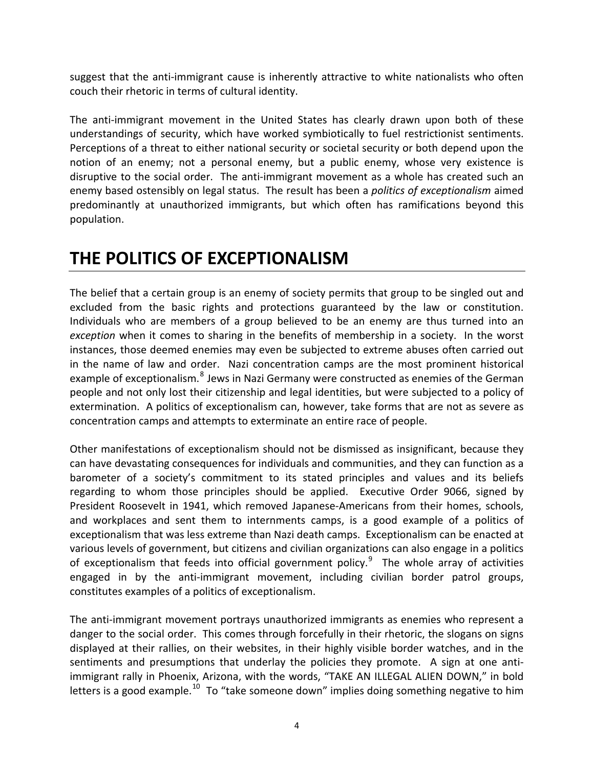suggest that the anti-immigrant cause is inherently attractive to white nationalists who often couch their rhetoric in terms of cultural identity.

The anti-immigrant movement in the United States has clearly drawn upon both of these understandings of security, which have worked symbiotically to fuel restrictionist sentiments. Perceptions of a threat to either national security or societal security or both depend upon the notion of an enemy; not a personal enemy, but a public enemy, whose very existence is disruptive to the social order. The anti-immigrant movement as a whole has created such an enemy based ostensibly on legal status. The result has been a *politics of exceptionalism* aimed predominantly at unauthorized immigrants, but which often has ramifications beyond this population.

# THE POLITICS OF EXCEPTIONALISM

The belief that a certain group is an enemy of society permits that group to be singled out and excluded from the basic rights and protections guaranteed by the law or constitution. Individuals who are members of a group believed to be an enemy are thus turned into an *exception* when it comes to sharing in the benefits of membership in a society. In the worst instances, those deemed enemies may even be subjected to extreme abuses often carried out in the name of law and order. Nazi concentration camps are the most prominent historical example of exceptionalism.[8] Jews in Nazi Germany were constructed as enemies of the German people and not only lost their citizenship and legal identities, but were subjected to a policy of extermination. A politics of exceptionalism can, however, take forms that are not as severe as concentration camps and attempts to exterminate an entire race of people.

Other manifestations of exceptionalism should not be dismissed as insignificant, because they can have devastating consequences for individuals and communities, and they can function as a barometer of a society's commitment to its stated principles and values and its beliefs regarding to whom those principles should be applied. Executive Order 9066, signed by President Roosevelt in 1941, which removed Japanese-Americans from their homes, schools, and workplaces and sent them to internments camps, is a good example of a politics of exceptionalism that was less extreme than Nazi death camps. Exceptionalism can be enacted at various levels of government, but citizens and civilian organizations can also engage in a politics of exceptionalism that feeds into official government policy.[9] The whole array of activities engaged in by the anti-immigrant movement, including civilian border patrol groups, constitutes examples of a politics of exceptionalism.

The anti-immigrant movement portrays unauthorized immigrants as enemies who represent a danger to the social order. This comes through forcefully in their rhetoric, the slogans on signs displayed at their rallies, on their websites, in their highly visible border watches, and in the sentiments and presumptions that underlay the policies they promote. A sign at one anti-immigrant rally in Phoenix, Arizona, with the words, "TAKE AN ILLEGAL ALIEN DOWN," in bold letters is a good example.[10] To "take someone down" implies doing something negative to him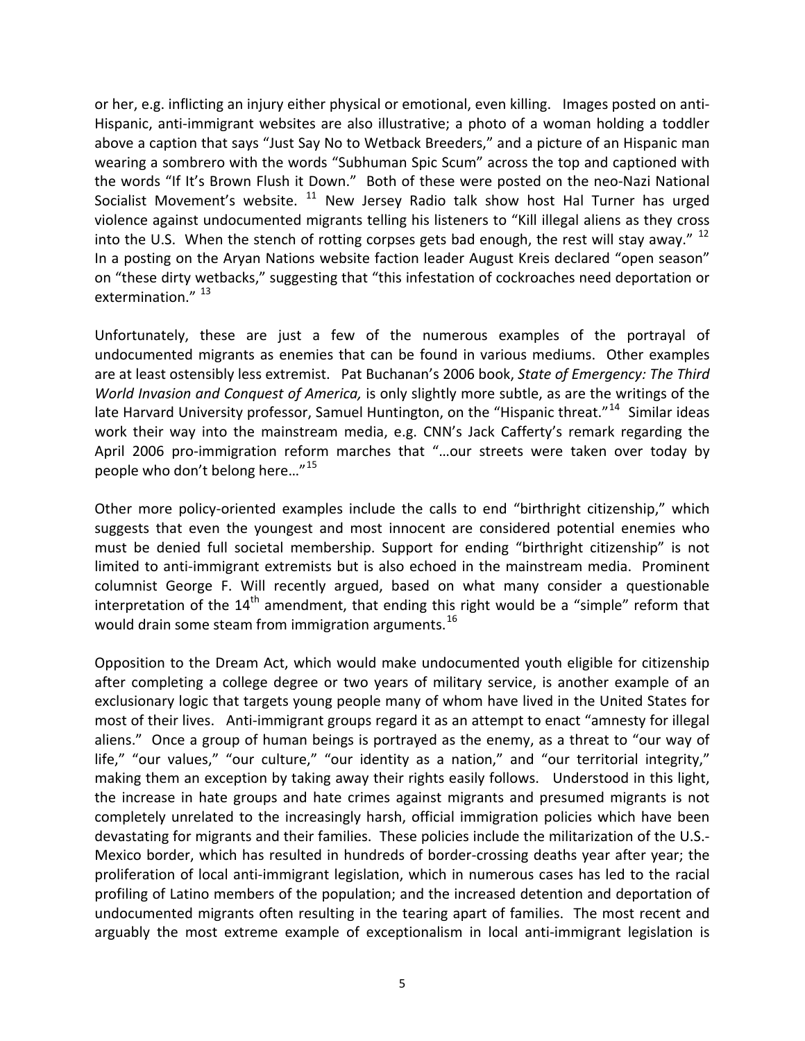or her, e.g. inflicting an injury either physical or emotional, even killing. Images posted on anti-Hispanic, anti-immigrant websites are also illustrative; a photo of a woman holding a toddler above a caption that says "Just Say No to Wetback Breeders," and a picture of an Hispanic man wearing a sombrero with the words "Subhuman Spic Scum" across the top and captioned with the words "If It's Brown Flush it Down." Both of these were posted on the neo-Nazi National Socialist Movement's website. [11] New Jersey Radio talk show host Hal Turner has urged violence against undocumented migrants telling his listeners to "Kill illegal aliens as they cross into the U.S. When the stench of rotting corpses gets bad enough, the rest will stay away." [12] In a posting on the Aryan Nations website faction leader August Kreis declared "open season" on "these dirty wetbacks," suggesting that "this infestation of cockroaches need deportation or extermination." [13]

Unfortunately, these are just a few of the numerous examples of the portrayal of undocumented migrants as enemies that can be found in various mediums. Other examples are at least ostensibly less extremist. Pat Buchanan's 2006 book, *State of Emergency: The Third World Invasion and Conquest of America,* is only slightly more subtle, as are the writings of the late Harvard University professor, Samuel Huntington, on the "Hispanic threat."[14] Similar ideas work their way into the mainstream media, e.g. CNN's Jack Cafferty's remark regarding the April 2006 pro-immigration reform marches that "…our streets were taken over today by people who don't belong here…"[15]

Other more policy-oriented examples include the calls to end "birthright citizenship," which suggests that even the youngest and most innocent are considered potential enemies who must be denied full societal membership. Support for ending "birthright citizenship" is not limited to anti-immigrant extremists but is also echoed in the mainstream media. Prominent columnist George F. Will recently argued, based on what many consider a questionable interpretation of the 14th amendment, that ending this right would be a "simple" reform that would drain some steam from immigration arguments.[16]

Opposition to the Dream Act, which would make undocumented youth eligible for citizenship after completing a college degree or two years of military service, is another example of an exclusionary logic that targets young people many of whom have lived in the United States for most of their lives. Anti-immigrant groups regard it as an attempt to enact "amnesty for illegal aliens." Once a group of human beings is portrayed as the enemy, as a threat to "our way of life," "our values," "our culture," "our identity as a nation," and "our territorial integrity," making them an exception by taking away their rights easily follows. Understood in this light, the increase in hate groups and hate crimes against migrants and presumed migrants is not completely unrelated to the increasingly harsh, official immigration policies which have been devastating for migrants and their families. These policies include the militarization of the U.S.-Mexico border, which has resulted in hundreds of border-crossing deaths year after year; the proliferation of local anti-immigrant legislation, which in numerous cases has led to the racial profiling of Latino members of the population; and the increased detention and deportation of undocumented migrants often resulting in the tearing apart of families. The most recent and arguably the most extreme example of exceptionalism in local anti-immigrant legislation is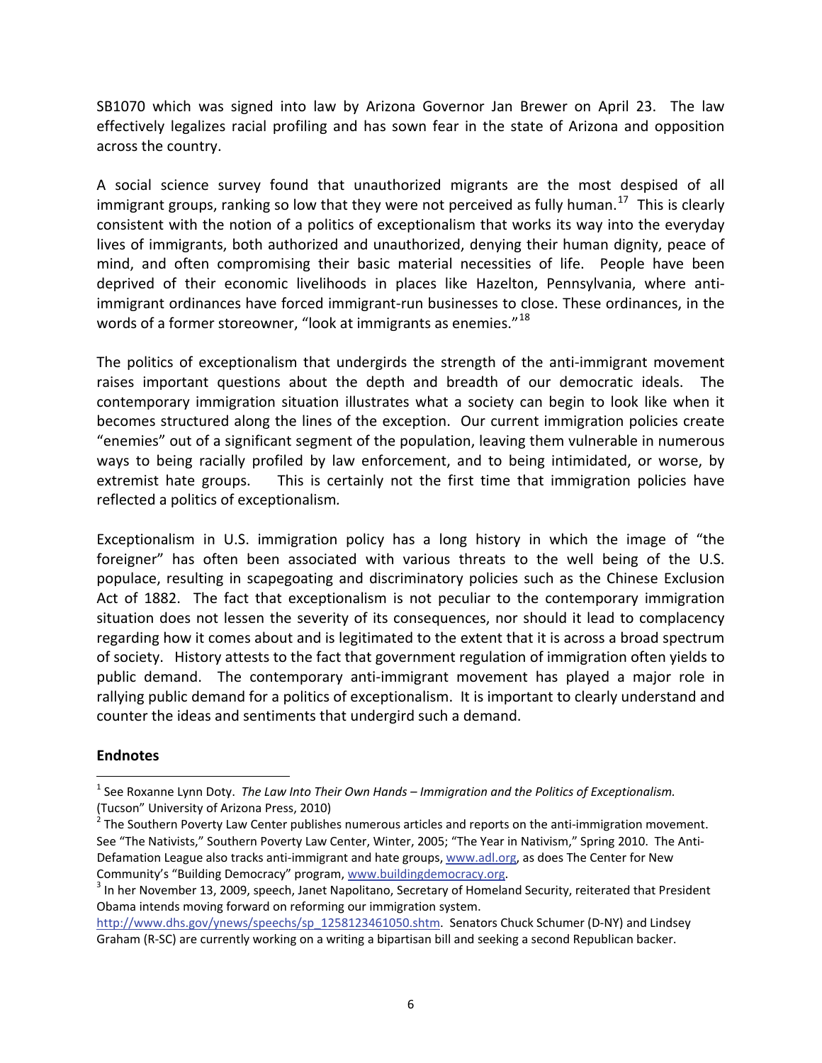SB1070 which was signed into law by Arizona Governor Jan Brewer on April 23. The law effectively legalizes racial profiling and has sown fear in the state of Arizona and opposition across the country.

A social science survey found that unauthorized migrants are the most despised of all immigrant groups, ranking so low that they were not perceived as fully human.[17] This is clearly consistent with the notion of a politics of exceptionalism that works its way into the everyday lives of immigrants, both authorized and unauthorized, denying their human dignity, peace of mind, and often compromising their basic material necessities of life. People have been deprived of their economic livelihoods in places like Hazelton, Pennsylvania, where anti-immigrant ordinances have forced immigrant-run businesses to close. These ordinances, in the words of a former storeowner, "look at immigrants as enemies."[18]

The politics of exceptionalism that undergirds the strength of the anti-immigrant movement raises important questions about the depth and breadth of our democratic ideals. The contemporary immigration situation illustrates what a society can begin to look like when it becomes structured along the lines of the exception. Our current immigration policies create "enemies" out of a significant segment of the population, leaving them vulnerable in numerous ways to being racially profiled by law enforcement, and to being intimidated, or worse, by extremist hate groups. This is certainly not the first time that immigration policies have reflected a politics of exceptionalism.

Exceptionalism in U.S. immigration policy has a long history in which the image of "the foreigner" has often been associated with various threats to the well being of the U.S. populace, resulting in scapegoating and discriminatory policies such as the Chinese Exclusion Act of 1882. The fact that exceptionalism is not peculiar to the contemporary immigration situation does not lessen the severity of its consequences, nor should it lead to complacency regarding how it comes about and is legitimated to the extent that it is across a broad spectrum of society. History attests to the fact that government regulation of immigration often yields to public demand. The contemporary anti-immigrant movement has played a major role in rallying public demand for a politics of exceptionalism. It is important to clearly understand and counter the ideas and sentiments that undergird such a demand.

**Endnotes**

[1] See Roxanne Lynn Doty. *The Law Into Their Own Hands – Immigration and the Politics of Exceptionalism.* (Tucson" University of Arizona Press, 2010)

[2] The Southern Poverty Law Center publishes numerous articles and reports on the anti-immigration movement. See "The Nativists," Southern Poverty Law Center, Winter, 2005; "The Year in Nativism," Spring 2010. The Anti-Defamation League also tracks anti-immigrant and hate groups, www.adl.org, as does The Center for New Community's "Building Democracy" program, www.buildingdemocracy.org.

[3] In her November 13, 2009, speech, Janet Napolitano, Secretary of Homeland Security, reiterated that President Obama intends moving forward on reforming our immigration system. http://www.dhs.gov/ynews/speechs/sp_1258123461050.shtm. Senators Chuck Schumer (D-NY) and Lindsey Graham (R-SC) are currently working on a writing a bipartisan bill and seeking a second Republican backer.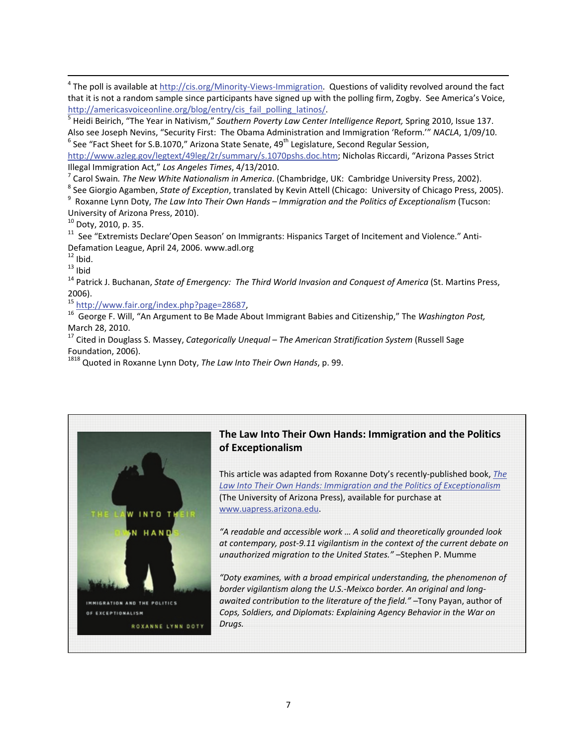[4] The poll is available at http://cis.org/Minority-Views-Immigration. Questions of validity revolved around the fact that it is not a random sample since participants have signed up with the polling firm, Zogby. See America's Voice, http://americasvoiceonline.org/blog/entry/cis_fail_polling_latinos/.

[5] Heidi Beirich, "The Year in Nativism," *Southern Poverty Law Center Intelligence Report,* Spring 2010, Issue 137. Also see Joseph Nevins, "Security First: The Obama Administration and Immigration 'Reform.'" *NACLA*, 1/09/10.

[6] See "Fact Sheet for S.B.1070," Arizona State Senate, 49th Legislature, Second Regular Session, http://www.azleg.gov/legtext/49leg/2r/summary/s.1070pshs.doc.htm; Nicholas Riccardi, "Arizona Passes Strict Illegal Immigration Act," *Los Angeles Times*, 4/13/2010.

[7] Carol Swain. *The New White Nationalism in America*. (Chambridge, UK: Cambridge University Press, 2002).

[8] See Giorgio Agamben, *State of Exception*, translated by Kevin Attell (Chicago: University of Chicago Press, 2005).

[9] Roxanne Lynn Doty, *The Law Into Their Own Hands – Immigration and the Politics of Exceptionalism* (Tucson: University of Arizona Press, 2010).

[10] Doty, 2010, p. 35.

[11] See "Extremists Declare'Open Season' on Immigrants: Hispanics Target of Incitement and Violence." Anti-Defamation League, April 24, 2006. www.adl.org

[12] Ibid.

[13] Ibid

[14] Patrick J. Buchanan, *State of Emergency: The Third World Invasion and Conquest of America* (St. Martins Press, 2006).

[15] http://www.fair.org/index.php?page=28687,

[16] George F. Will, "An Argument to Be Made About Immigrant Babies and Citizenship," The *Washington Post,* March 28, 2010.

[17] Cited in Douglass S. Massey, *Categorically Unequal – The American Stratification System* (Russell Sage Foundation, 2006).

[1818] Quoted in Roxanne Lynn Doty, *The Law Into Their Own Hands*, p. 99.

---

THE LAW INTO THEIR OWN HANDS

IMMIGRATION AND THE POLITICS OF EXCEPTIONALISM

ROXANNE LYNN DOTY

**The Law Into Their Own Hands: Immigration and the Politics of Exceptionalism**

This article was adapted from Roxanne Doty's recently-published book, *The Law Into Their Own Hands: Immigration and the Politics of Exceptionalism* (The University of Arizona Press), available for purchase at www.uapress.arizona.edu.

*"A readable and accessible work … A solid and theoretically grounded look at contempary, post-9.11 vigilantism in the context of the current debate on unauthorized migration to the United States."* –Stephen P. Mumme

*"Doty examines, with a broad empirical understanding, the phenomenon of border vigilantism along the U.S.-Meixco border. An original and long-awaited contribution to the literature of the field."* –Tony Payan, author of *Cops, Soldiers, and Diplomats: Explaining Agency Behavior in the War on Drugs.*